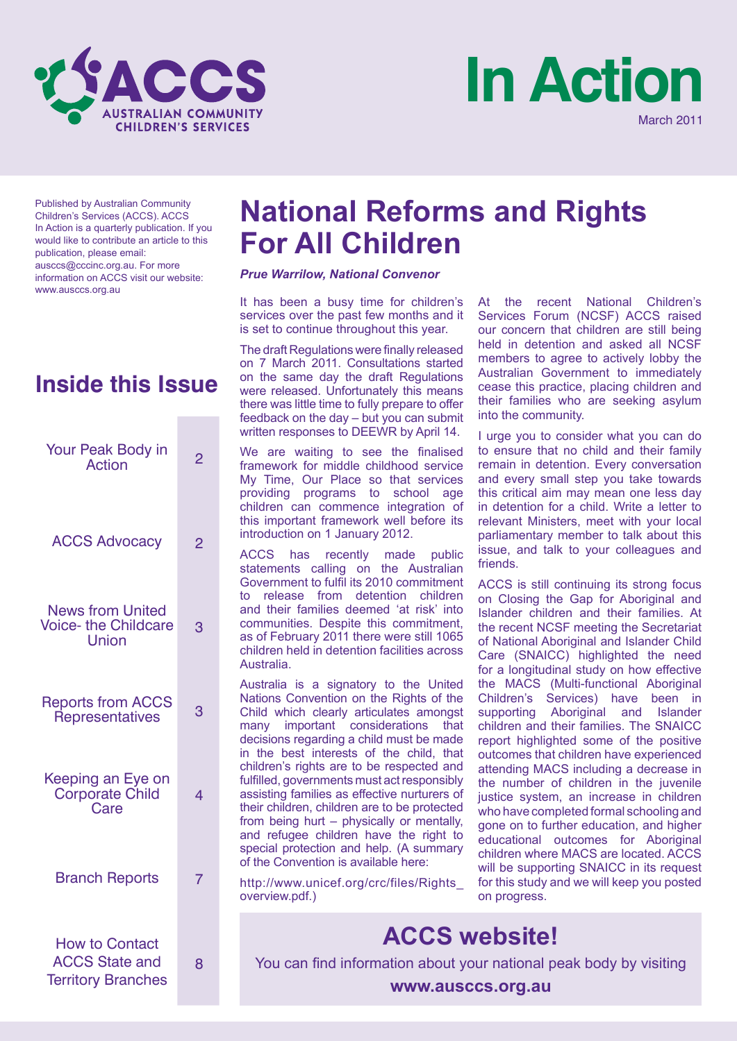ACCS
AUSTRALIAN COMMUNITY CHILDREN'S SERVICES

# In Action

March 2011

Published by Australian Community Children's Services (ACCS). ACCS In Action is a quarterly publication. If you would like to contribute an article to this publication, please email: ausccs@cccinc.org.au. For more information on ACCS visit our website: www.ausccs.org.au

## Inside this Issue

| | |
|---|---|
| Your Peak Body in Action | 2 |
| ACCS Advocacy | 2 |
| News from United Voice- the Childcare Union | 3 |
| Reports from ACCS Representatives | 3 |
| Keeping an Eye on Corporate Child Care | 4 |
| Branch Reports | 7 |
| How to Contact ACCS State and Territory Branches | 8 |

# National Reforms and Rights For All Children

***Prue Warrilow, National Convenor***

It has been a busy time for children's services over the past few months and it is set to continue throughout this year.

The draft Regulations were finally released on 7 March 2011. Consultations started on the same day the draft Regulations were released. Unfortunately this means there was little time to fully prepare to offer feedback on the day – but you can submit written responses to DEEWR by April 14.

We are waiting to see the finalised framework for middle childhood service My Time, Our Place so that services providing programs to school age children can commence integration of this important framework well before its introduction on 1 January 2012.

ACCS has recently made public statements calling on the Australian Government to fulfil its 2010 commitment to release from detention children and their families deemed 'at risk' into communities. Despite this commitment, as of February 2011 there were still 1065 children held in detention facilities across Australia.

Australia is a signatory to the United Nations Convention on the Rights of the Child which clearly articulates amongst many important considerations that decisions regarding a child must be made in the best interests of the child, that children's rights are to be respected and fulfilled, governments must act responsibly assisting families as effective nurturers of their children, children are to be protected from being hurt – physically or mentally, and refugee children have the right to special protection and help. (A summary of the Convention is available here:

http://www.unicef.org/crc/files/Rights_overview.pdf.)

At the recent National Children's Services Forum (NCSF) ACCS raised our concern that children are still being held in detention and asked all NCSF members to agree to actively lobby the Australian Government to immediately cease this practice, placing children and their families who are seeking asylum into the community.

I urge you to consider what you can do to ensure that no child and their family remain in detention. Every conversation and every small step you take towards this critical aim may mean one less day in detention for a child. Write a letter to relevant Ministers, meet with your local parliamentary member to talk about this issue, and talk to your colleagues and friends.

ACCS is still continuing its strong focus on Closing the Gap for Aboriginal and Islander children and their families. At the recent NCSF meeting the Secretariat of National Aboriginal and Islander Child Care (SNAICC) highlighted the need for a longitudinal study on how effective the MACS (Multi-functional Aboriginal Children's Services) have been in supporting Aboriginal and Islander children and their families. The SNAICC report highlighted some of the positive outcomes that children have experienced attending MACS including a decrease in the number of children in the juvenile justice system, an increase in children who have completed formal schooling and gone on to further education, and higher educational outcomes for Aboriginal children where MACS are located. ACCS will be supporting SNAICC in its request for this study and we will keep you posted on progress.

## ACCS website!

You can find information about your national peak body by visiting

**www.ausccs.org.au**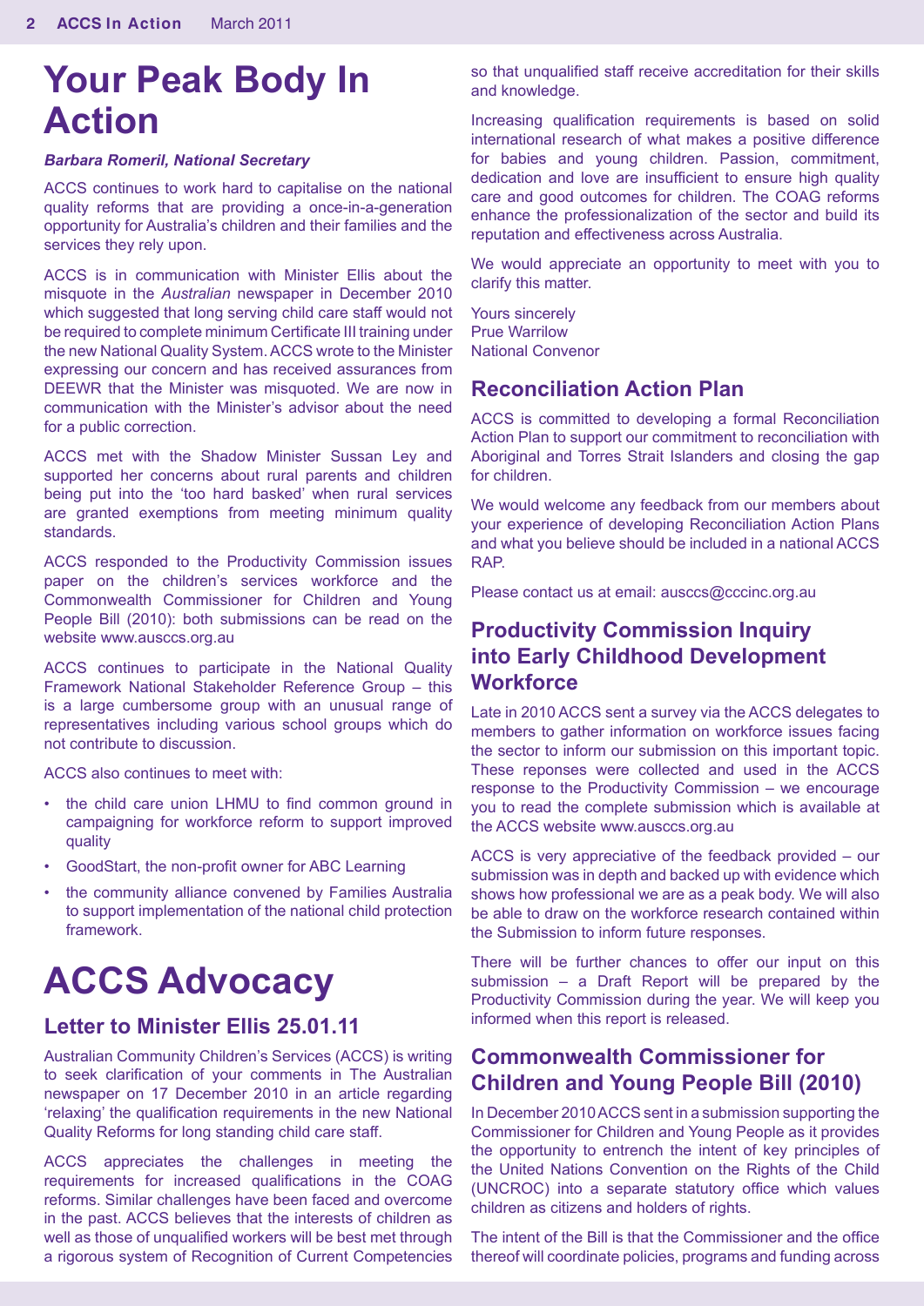# Your Peak Body In Action

***Barbara Romeril, National Secretary***

ACCS continues to work hard to capitalise on the national quality reforms that are providing a once-in-a-generation opportunity for Australia's children and their families and the services they rely upon.

ACCS is in communication with Minister Ellis about the misquote in the *Australian* newspaper in December 2010 which suggested that long serving child care staff would not be required to complete minimum Certificate III training under the new National Quality System. ACCS wrote to the Minister expressing our concern and has received assurances from DEEWR that the Minister was misquoted. We are now in communication with the Minister's advisor about the need for a public correction.

ACCS met with the Shadow Minister Sussan Ley and supported her concerns about rural parents and children being put into the 'too hard basked' when rural services are granted exemptions from meeting minimum quality standards.

ACCS responded to the Productivity Commission issues paper on the children's services workforce and the Commonwealth Commissioner for Children and Young People Bill (2010): both submissions can be read on the website www.ausccs.org.au

ACCS continues to participate in the National Quality Framework National Stakeholder Reference Group – this is a large cumbersome group with an unusual range of representatives including various school groups which do not contribute to discussion.

ACCS also continues to meet with:

- the child care union LHMU to find common ground in campaigning for workforce reform to support improved quality
- GoodStart, the non-profit owner for ABC Learning
- the community alliance convened by Families Australia to support implementation of the national child protection framework.

# ACCS Advocacy

## Letter to Minister Ellis 25.01.11

Australian Community Children's Services (ACCS) is writing to seek clarification of your comments in The Australian newspaper on 17 December 2010 in an article regarding 'relaxing' the qualification requirements in the new National Quality Reforms for long standing child care staff.

ACCS appreciates the challenges in meeting the requirements for increased qualifications in the COAG reforms. Similar challenges have been faced and overcome in the past. ACCS believes that the interests of children as well as those of unqualified workers will be best met through a rigorous system of Recognition of Current Competencies so that unqualified staff receive accreditation for their skills and knowledge.

Increasing qualification requirements is based on solid international research of what makes a positive difference for babies and young children. Passion, commitment, dedication and love are insufficient to ensure high quality care and good outcomes for children. The COAG reforms enhance the professionalization of the sector and build its reputation and effectiveness across Australia.

We would appreciate an opportunity to meet with you to clarify this matter.

Yours sincerely  
Prue Warrilow  
National Convenor

## Reconciliation Action Plan

ACCS is committed to developing a formal Reconciliation Action Plan to support our commitment to reconciliation with Aboriginal and Torres Strait Islanders and closing the gap for children.

We would welcome any feedback from our members about your experience of developing Reconciliation Action Plans and what you believe should be included in a national ACCS RAP.

Please contact us at email: ausccs@cccinc.org.au

## Productivity Commission Inquiry into Early Childhood Development Workforce

Late in 2010 ACCS sent a survey via the ACCS delegates to members to gather information on workforce issues facing the sector to inform our submission on this important topic. These reponses were collected and used in the ACCS response to the Productivity Commission – we encourage you to read the complete submission which is available at the ACCS website www.ausccs.org.au

ACCS is very appreciative of the feedback provided – our submission was in depth and backed up with evidence which shows how professional we are as a peak body. We will also be able to draw on the workforce research contained within the Submission to inform future responses.

There will be further chances to offer our input on this submission – a Draft Report will be prepared by the Productivity Commission during the year. We will keep you informed when this report is released.

## Commonwealth Commissioner for Children and Young People Bill (2010)

In December 2010 ACCS sent in a submission supporting the Commissioner for Children and Young People as it provides the opportunity to entrench the intent of key principles of the United Nations Convention on the Rights of the Child (UNCROC) into a separate statutory office which values children as citizens and holders of rights.

The intent of the Bill is that the Commissioner and the office thereof will coordinate policies, programs and funding across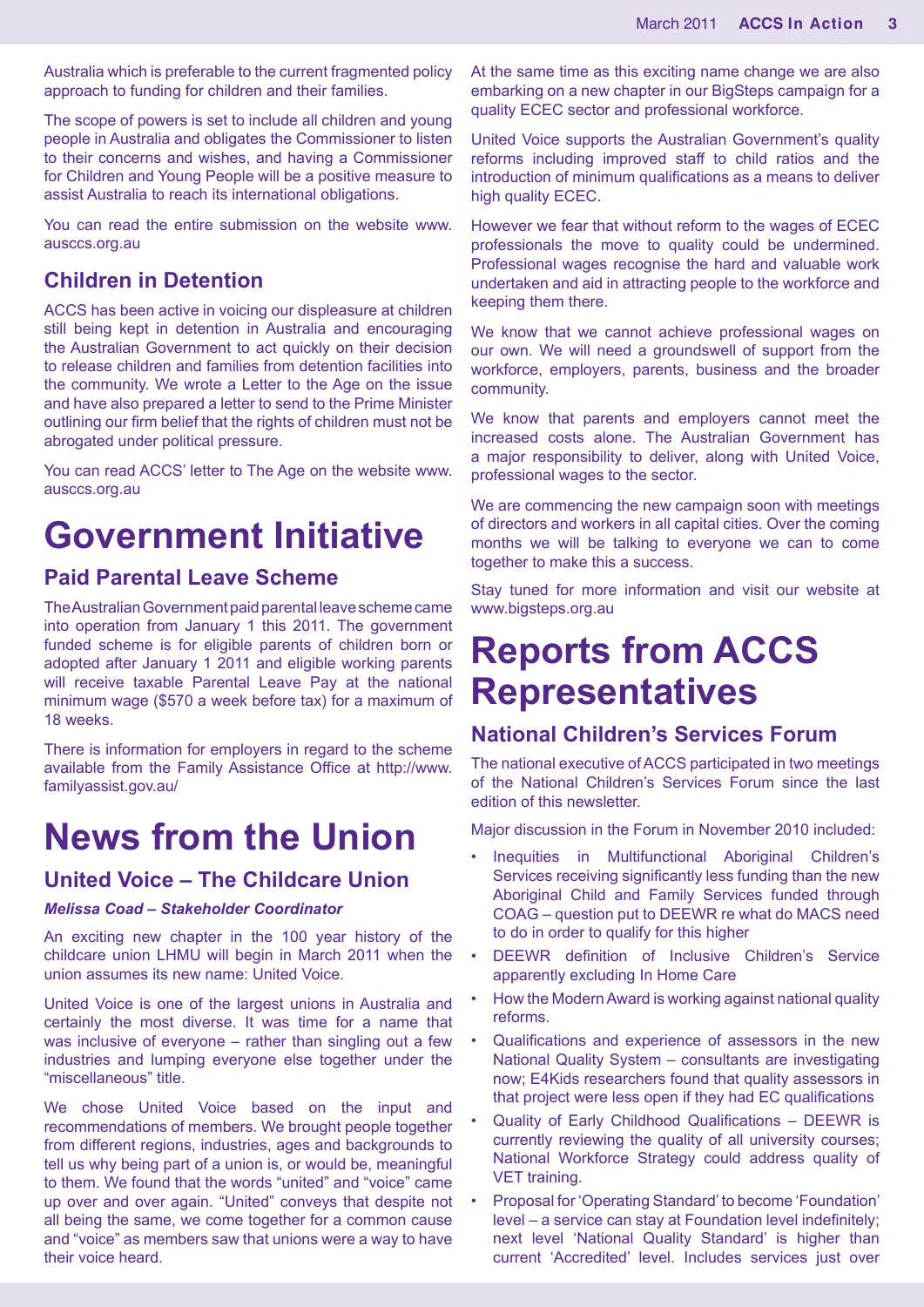Australia which is preferable to the current fragmented policy approach to funding for children and their families.

The scope of powers is set to include all children and young people in Australia and obligates the Commissioner to listen to their concerns and wishes, and having a Commissioner for Children and Young People will be a positive measure to assist Australia to reach its international obligations.

You can read the entire submission on the website www.ausccs.org.au

### Children in Detention

ACCS has been active in voicing our displeasure at children still being kept in detention in Australia and encouraging the Australian Government to act quickly on their decision to release children and families from detention facilities into the community. We wrote a Letter to the Age on the issue and have also prepared a letter to send to the Prime Minister outlining our firm belief that the rights of children must not be abrogated under political pressure.

You can read ACCS' letter to The Age on the website www.ausccs.org.au

# Government Initiative

### Paid Parental Leave Scheme

The Australian Government paid parental leave scheme came into operation from January 1 this 2011. The government funded scheme is for eligible parents of children born or adopted after January 1 2011 and eligible working parents will receive taxable Parental Leave Pay at the national minimum wage ($570 a week before tax) for a maximum of 18 weeks.

There is information for employers in regard to the scheme available from the Family Assistance Office at http://www.familyassist.gov.au/

# News from the Union

### United Voice – The Childcare Union

***Melissa Coad – Stakeholder Coordinator***

An exciting new chapter in the 100 year history of the childcare union LHMU will begin in March 2011 when the union assumes its new name: United Voice.

United Voice is one of the largest unions in Australia and certainly the most diverse. It was time for a name that was inclusive of everyone – rather than singling out a few industries and lumping everyone else together under the "miscellaneous" title.

We chose United Voice based on the input and recommendations of members. We brought people together from different regions, industries, ages and backgrounds to tell us why being part of a union is, or would be, meaningful to them. We found that the words "united" and "voice" came up over and over again. "United" conveys that despite not all being the same, we come together for a common cause and "voice" as members saw that unions were a way to have their voice heard.

At the same time as this exciting name change we are also embarking on a new chapter in our BigSteps campaign for a quality ECEC sector and professional workforce.

United Voice supports the Australian Government's quality reforms including improved staff to child ratios and the introduction of minimum qualifications as a means to deliver high quality ECEC.

However we fear that without reform to the wages of ECEC professionals the move to quality could be undermined. Professional wages recognise the hard and valuable work undertaken and aid in attracting people to the workforce and keeping them there.

We know that we cannot achieve professional wages on our own. We will need a groundswell of support from the workforce, employers, parents, business and the broader community.

We know that parents and employers cannot meet the increased costs alone. The Australian Government has a major responsibility to deliver, along with United Voice, professional wages to the sector.

We are commencing the new campaign soon with meetings of directors and workers in all capital cities. Over the coming months we will be talking to everyone we can to come together to make this a success.

Stay tuned for more information and visit our website at www.bigsteps.org.au

# Reports from ACCS Representatives

### National Children's Services Forum

The national executive of ACCS participated in two meetings of the National Children's Services Forum since the last edition of this newsletter.

Major discussion in the Forum in November 2010 included:

- Inequities in Multifunctional Aboriginal Children's Services receiving significantly less funding than the new Aboriginal Child and Family Services funded through COAG – question put to DEEWR re what do MACS need to do in order to qualify for this higher
- DEEWR definition of Inclusive Children's Service apparently excluding In Home Care
- How the Modern Award is working against national quality reforms.
- Qualifications and experience of assessors in the new National Quality System – consultants are investigating now; E4Kids researchers found that quality assessors in that project were less open if they had EC qualifications
- Quality of Early Childhood Qualifications – DEEWR is currently reviewing the quality of all university courses; National Workforce Strategy could address quality of VET training.
- Proposal for 'Operating Standard' to become 'Foundation' level – a service can stay at Foundation level indefinitely; next level 'National Quality Standard' is higher than current 'Accredited' level. Includes services just over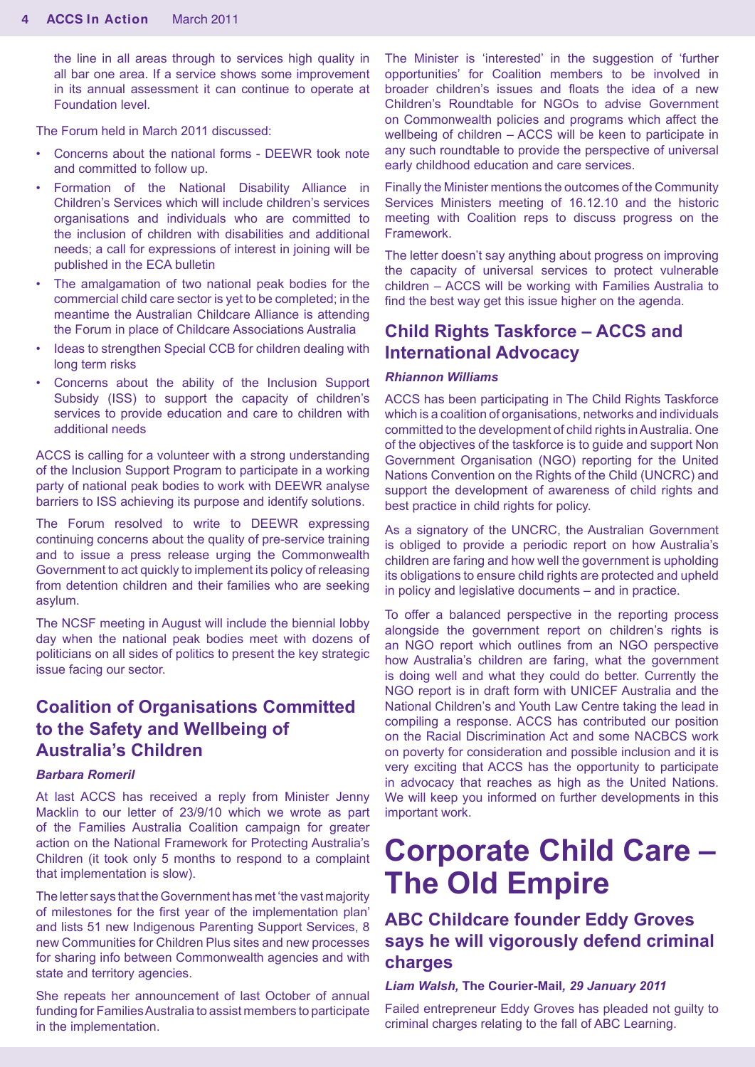the line in all areas through to services high quality in all bar one area. If a service shows some improvement in its annual assessment it can continue to operate at Foundation level.

The Forum held in March 2011 discussed:

- Concerns about the national forms - DEEWR took note and committed to follow up.
- Formation of the National Disability Alliance in Children's Services which will include children's services organisations and individuals who are committed to the inclusion of children with disabilities and additional needs; a call for expressions of interest in joining will be published in the ECA bulletin
- The amalgamation of two national peak bodies for the commercial child care sector is yet to be completed; in the meantime the Australian Childcare Alliance is attending the Forum in place of Childcare Associations Australia
- Ideas to strengthen Special CCB for children dealing with long term risks
- Concerns about the ability of the Inclusion Support Subsidy (ISS) to support the capacity of children's services to provide education and care to children with additional needs

ACCS is calling for a volunteer with a strong understanding of the Inclusion Support Program to participate in a working party of national peak bodies to work with DEEWR analyse barriers to ISS achieving its purpose and identify solutions.

The Forum resolved to write to DEEWR expressing continuing concerns about the quality of pre-service training and to issue a press release urging the Commonwealth Government to act quickly to implement its policy of releasing from detention children and their families who are seeking asylum.

The NCSF meeting in August will include the biennial lobby day when the national peak bodies meet with dozens of politicians on all sides of politics to present the key strategic issue facing our sector.

## Coalition of Organisations Committed to the Safety and Wellbeing of Australia's Children

***Barbara Romeril***

At last ACCS has received a reply from Minister Jenny Macklin to our letter of 23/9/10 which we wrote as part of the Families Australia Coalition campaign for greater action on the National Framework for Protecting Australia's Children (it took only 5 months to respond to a complaint that implementation is slow).

The letter says that the Government has met 'the vast majority of milestones for the first year of the implementation plan' and lists 51 new Indigenous Parenting Support Services, 8 new Communities for Children Plus sites and new processes for sharing info between Commonwealth agencies and with state and territory agencies.

She repeats her announcement of last October of annual funding for Families Australia to assist members to participate in the implementation.

The Minister is 'interested' in the suggestion of 'further opportunities' for Coalition members to be involved in broader children's issues and floats the idea of a new Children's Roundtable for NGOs to advise Government on Commonwealth policies and programs which affect the wellbeing of children – ACCS will be keen to participate in any such roundtable to provide the perspective of universal early childhood education and care services.

Finally the Minister mentions the outcomes of the Community Services Ministers meeting of 16.12.10 and the historic meeting with Coalition reps to discuss progress on the Framework.

The letter doesn't say anything about progress on improving the capacity of universal services to protect vulnerable children – ACCS will be working with Families Australia to find the best way get this issue higher on the agenda.

## Child Rights Taskforce – ACCS and International Advocacy

***Rhiannon Williams***

ACCS has been participating in The Child Rights Taskforce which is a coalition of organisations, networks and individuals committed to the development of child rights in Australia. One of the objectives of the taskforce is to guide and support Non Government Organisation (NGO) reporting for the United Nations Convention on the Rights of the Child (UNCRC) and support the development of awareness of child rights and best practice in child rights for policy.

As a signatory of the UNCRC, the Australian Government is obliged to provide a periodic report on how Australia's children are faring and how well the government is upholding its obligations to ensure child rights are protected and upheld in policy and legislative documents – and in practice.

To offer a balanced perspective in the reporting process alongside the government report on children's rights is an NGO report which outlines from an NGO perspective how Australia's children are faring, what the government is doing well and what they could do better. Currently the NGO report is in draft form with UNICEF Australia and the National Children's and Youth Law Centre taking the lead in compiling a response. ACCS has contributed our position on the Racial Discrimination Act and some NACBCS work on poverty for consideration and possible inclusion and it is very exciting that ACCS has the opportunity to participate in advocacy that reaches as high as the United Nations. We will keep you informed on further developments in this important work.

# Corporate Child Care – The Old Empire

## ABC Childcare founder Eddy Groves says he will vigorously defend criminal charges

***Liam Walsh,* The Courier-Mail*, 29 January 2011***

Failed entrepreneur Eddy Groves has pleaded not guilty to criminal charges relating to the fall of ABC Learning.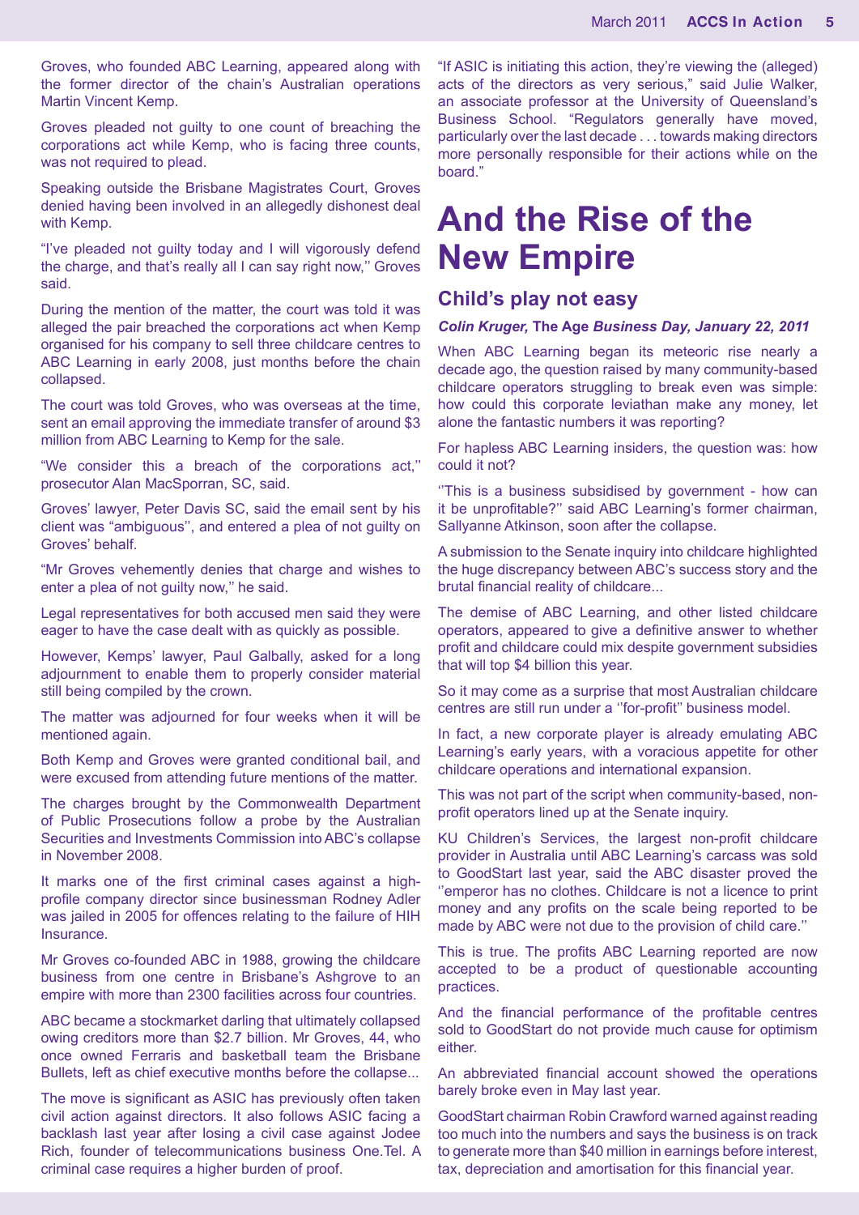Groves, who founded ABC Learning, appeared along with the former director of the chain's Australian operations Martin Vincent Kemp.

Groves pleaded not guilty to one count of breaching the corporations act while Kemp, who is facing three counts, was not required to plead.

Speaking outside the Brisbane Magistrates Court, Groves denied having been involved in an allegedly dishonest deal with Kemp.

"I've pleaded not guilty today and I will vigorously defend the charge, and that's really all I can say right now,'' Groves said.

During the mention of the matter, the court was told it was alleged the pair breached the corporations act when Kemp organised for his company to sell three childcare centres to ABC Learning in early 2008, just months before the chain collapsed.

The court was told Groves, who was overseas at the time, sent an email approving the immediate transfer of around $3 million from ABC Learning to Kemp for the sale.

"We consider this a breach of the corporations act,'' prosecutor Alan MacSporran, SC, said.

Groves' lawyer, Peter Davis SC, said the email sent by his client was "ambiguous'', and entered a plea of not guilty on Groves' behalf.

"Mr Groves vehemently denies that charge and wishes to enter a plea of not guilty now,'' he said.

Legal representatives for both accused men said they were eager to have the case dealt with as quickly as possible.

However, Kemps' lawyer, Paul Galbally, asked for a long adjournment to enable them to properly consider material still being compiled by the crown.

The matter was adjourned for four weeks when it will be mentioned again.

Both Kemp and Groves were granted conditional bail, and were excused from attending future mentions of the matter.

The charges brought by the Commonwealth Department of Public Prosecutions follow a probe by the Australian Securities and Investments Commission into ABC's collapse in November 2008.

It marks one of the first criminal cases against a high-profile company director since businessman Rodney Adler was jailed in 2005 for offences relating to the failure of HIH Insurance.

Mr Groves co-founded ABC in 1988, growing the childcare business from one centre in Brisbane's Ashgrove to an empire with more than 2300 facilities across four countries.

ABC became a stockmarket darling that ultimately collapsed owing creditors more than $2.7 billion. Mr Groves, 44, who once owned Ferraris and basketball team the Brisbane Bullets, left as chief executive months before the collapse...

The move is significant as ASIC has previously often taken civil action against directors. It also follows ASIC facing a backlash last year after losing a civil case against Jodee Rich, founder of telecommunications business One.Tel. A criminal case requires a higher burden of proof.

"If ASIC is initiating this action, they're viewing the (alleged) acts of the directors as very serious," said Julie Walker, an associate professor at the University of Queensland's Business School. "Regulators generally have moved, particularly over the last decade . . . towards making directors more personally responsible for their actions while on the board."

# And the Rise of the New Empire

## Child's play not easy

***Colin Kruger,* The Age *Business Day, January 22, 2011***

When ABC Learning began its meteoric rise nearly a decade ago, the question raised by many community-based childcare operators struggling to break even was simple: how could this corporate leviathan make any money, let alone the fantastic numbers it was reporting?

For hapless ABC Learning insiders, the question was: how could it not?

''This is a business subsidised by government - how can it be unprofitable?'' said ABC Learning's former chairman, Sallyanne Atkinson, soon after the collapse.

A submission to the Senate inquiry into childcare highlighted the huge discrepancy between ABC's success story and the brutal financial reality of childcare...

The demise of ABC Learning, and other listed childcare operators, appeared to give a definitive answer to whether profit and childcare could mix despite government subsidies that will top $4 billion this year.

So it may come as a surprise that most Australian childcare centres are still run under a ''for-profit'' business model.

In fact, a new corporate player is already emulating ABC Learning's early years, with a voracious appetite for other childcare operations and international expansion.

This was not part of the script when community-based, non-profit operators lined up at the Senate inquiry.

KU Children's Services, the largest non-profit childcare provider in Australia until ABC Learning's carcass was sold to GoodStart last year, said the ABC disaster proved the ''emperor has no clothes. Childcare is not a licence to print money and any profits on the scale being reported to be made by ABC were not due to the provision of child care.''

This is true. The profits ABC Learning reported are now accepted to be a product of questionable accounting practices.

And the financial performance of the profitable centres sold to GoodStart do not provide much cause for optimism either.

An abbreviated financial account showed the operations barely broke even in May last year.

GoodStart chairman Robin Crawford warned against reading too much into the numbers and says the business is on track to generate more than $40 million in earnings before interest, tax, depreciation and amortisation for this financial year.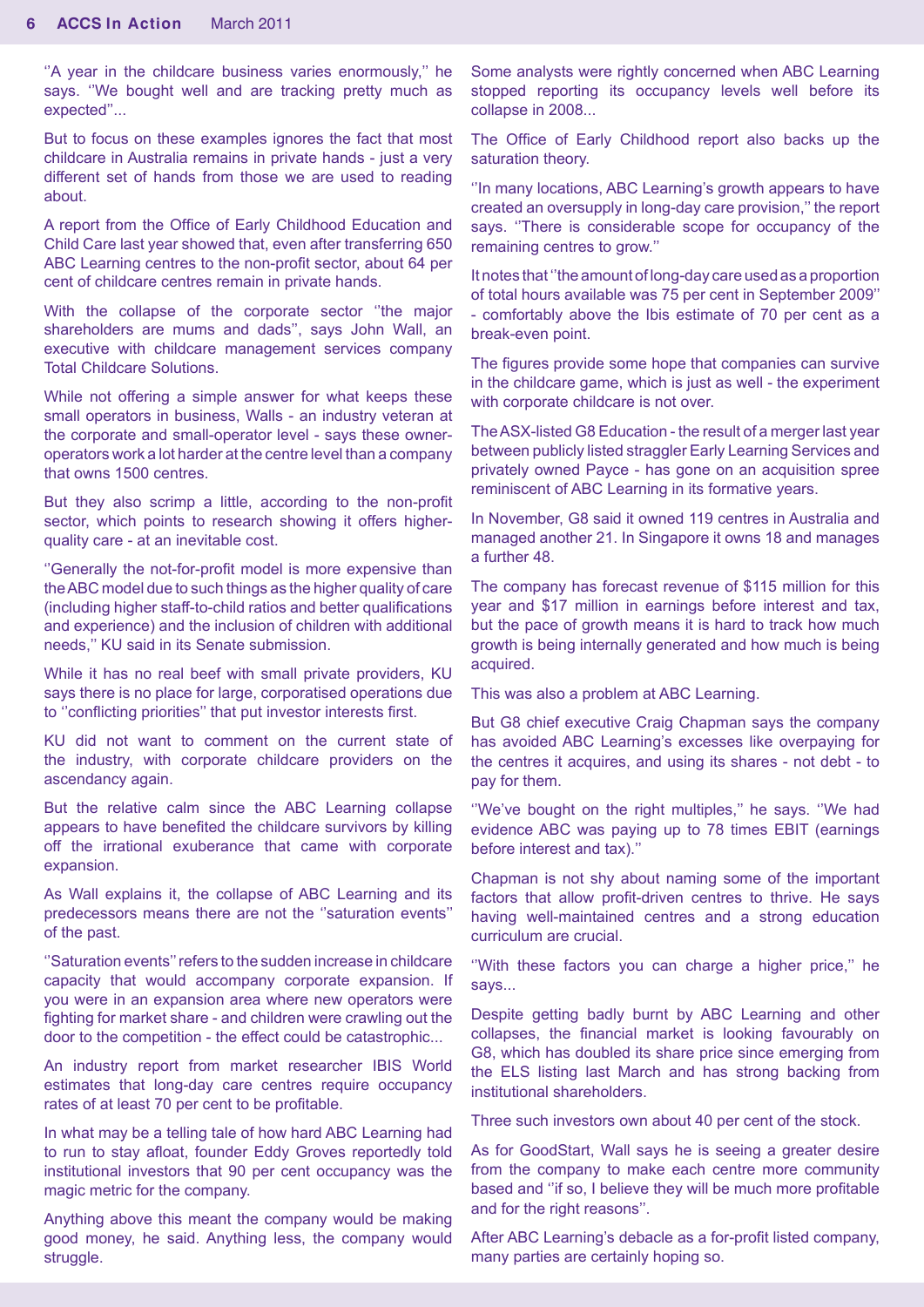''A year in the childcare business varies enormously,'' he says. ''We bought well and are tracking pretty much as expected''...

But to focus on these examples ignores the fact that most childcare in Australia remains in private hands - just a very different set of hands from those we are used to reading about.

A report from the Office of Early Childhood Education and Child Care last year showed that, even after transferring 650 ABC Learning centres to the non-profit sector, about 64 per cent of childcare centres remain in private hands.

With the collapse of the corporate sector ''the major shareholders are mums and dads'', says John Wall, an executive with childcare management services company Total Childcare Solutions.

While not offering a simple answer for what keeps these small operators in business, Walls - an industry veteran at the corporate and small-operator level - says these owner-operators work a lot harder at the centre level than a company that owns 1500 centres.

But they also scrimp a little, according to the non-profit sector, which points to research showing it offers higher-quality care - at an inevitable cost.

''Generally the not-for-profit model is more expensive than the ABC model due to such things as the higher quality of care (including higher staff-to-child ratios and better qualifications and experience) and the inclusion of children with additional needs,'' KU said in its Senate submission.

While it has no real beef with small private providers, KU says there is no place for large, corporatised operations due to ''conflicting priorities'' that put investor interests first.

KU did not want to comment on the current state of the industry, with corporate childcare providers on the ascendancy again.

But the relative calm since the ABC Learning collapse appears to have benefited the childcare survivors by killing off the irrational exuberance that came with corporate expansion.

As Wall explains it, the collapse of ABC Learning and its predecessors means there are not the ''saturation events'' of the past.

''Saturation events'' refers to the sudden increase in childcare capacity that would accompany corporate expansion. If you were in an expansion area where new operators were fighting for market share - and children were crawling out the door to the competition - the effect could be catastrophic...

An industry report from market researcher IBIS World estimates that long-day care centres require occupancy rates of at least 70 per cent to be profitable.

In what may be a telling tale of how hard ABC Learning had to run to stay afloat, founder Eddy Groves reportedly told institutional investors that 90 per cent occupancy was the magic metric for the company.

Anything above this meant the company would be making good money, he said. Anything less, the company would struggle.

Some analysts were rightly concerned when ABC Learning stopped reporting its occupancy levels well before its collapse in 2008...

The Office of Early Childhood report also backs up the saturation theory.

''In many locations, ABC Learning's growth appears to have created an oversupply in long-day care provision,'' the report says. ''There is considerable scope for occupancy of the remaining centres to grow.''

It notes that ''the amount of long-day care used as a proportion of total hours available was 75 per cent in September 2009'' - comfortably above the Ibis estimate of 70 per cent as a break-even point.

The figures provide some hope that companies can survive in the childcare game, which is just as well - the experiment with corporate childcare is not over.

The ASX-listed G8 Education - the result of a merger last year between publicly listed straggler Early Learning Services and privately owned Payce - has gone on an acquisition spree reminiscent of ABC Learning in its formative years.

In November, G8 said it owned 119 centres in Australia and managed another 21. In Singapore it owns 18 and manages a further 48.

The company has forecast revenue of $115 million for this year and $17 million in earnings before interest and tax, but the pace of growth means it is hard to track how much growth is being internally generated and how much is being acquired.

This was also a problem at ABC Learning.

But G8 chief executive Craig Chapman says the company has avoided ABC Learning's excesses like overpaying for the centres it acquires, and using its shares - not debt - to pay for them.

''We've bought on the right multiples,'' he says. ''We had evidence ABC was paying up to 78 times EBIT (earnings before interest and tax).''

Chapman is not shy about naming some of the important factors that allow profit-driven centres to thrive. He says having well-maintained centres and a strong education curriculum are crucial.

''With these factors you can charge a higher price,'' he says...

Despite getting badly burnt by ABC Learning and other collapses, the financial market is looking favourably on G8, which has doubled its share price since emerging from the ELS listing last March and has strong backing from institutional shareholders.

Three such investors own about 40 per cent of the stock.

As for GoodStart, Wall says he is seeing a greater desire from the company to make each centre more community based and ''if so, I believe they will be much more profitable and for the right reasons''.

After ABC Learning's debacle as a for-profit listed company, many parties are certainly hoping so.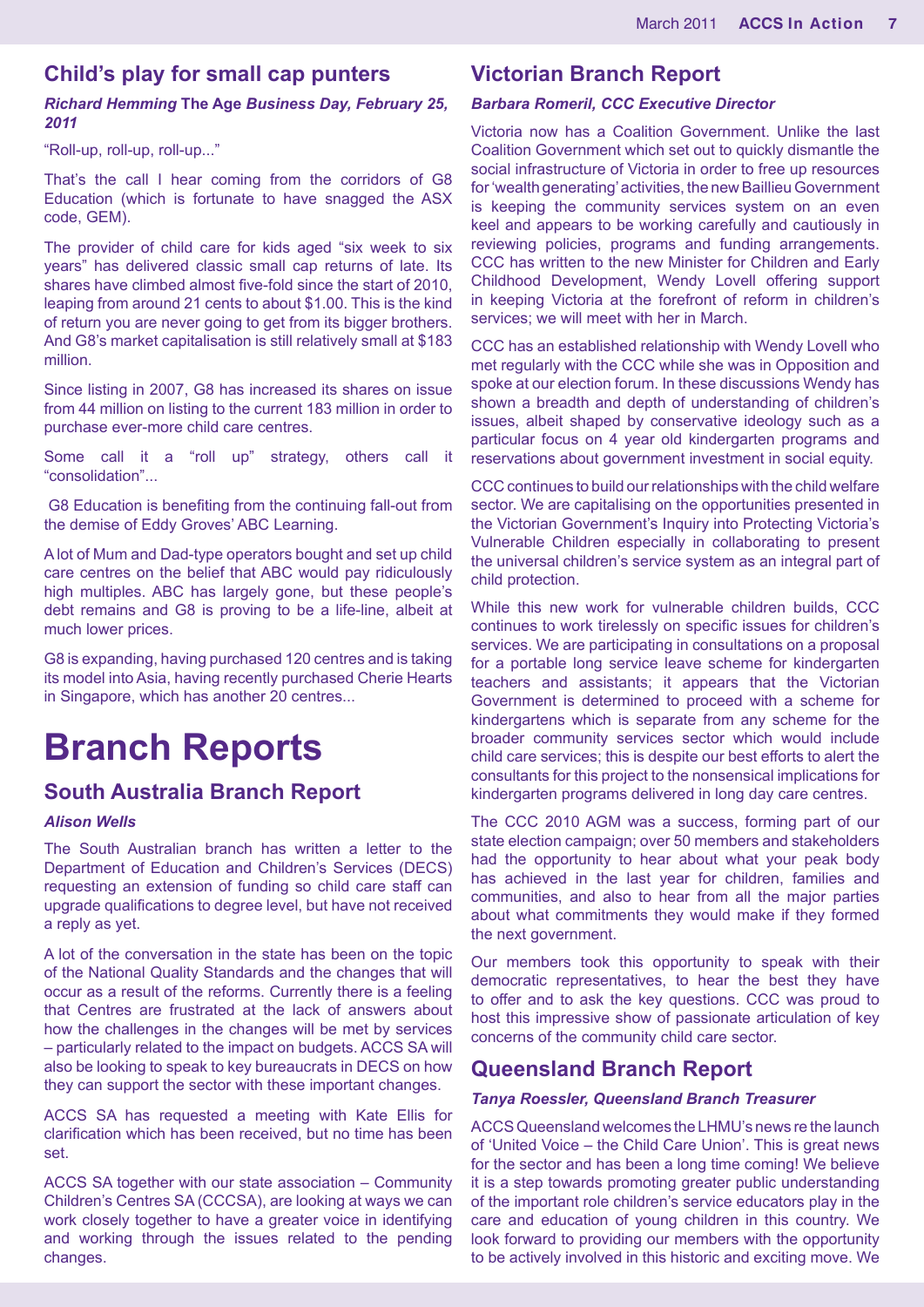## Child's play for small cap punters

***Richard Hemming* The Age *Business Day, February 25, 2011***

"Roll-up, roll-up, roll-up..."

That's the call I hear coming from the corridors of G8 Education (which is fortunate to have snagged the ASX code, GEM).

The provider of child care for kids aged "six week to six years" has delivered classic small cap returns of late. Its shares have climbed almost five-fold since the start of 2010, leaping from around 21 cents to about $1.00. This is the kind of return you are never going to get from its bigger brothers. And G8's market capitalisation is still relatively small at $183 million.

Since listing in 2007, G8 has increased its shares on issue from 44 million on listing to the current 183 million in order to purchase ever-more child care centres.

Some call it a "roll up" strategy, others call it "consolidation"...

G8 Education is benefiting from the continuing fall-out from the demise of Eddy Groves' ABC Learning.

A lot of Mum and Dad-type operators bought and set up child care centres on the belief that ABC would pay ridiculously high multiples. ABC has largely gone, but these people's debt remains and G8 is proving to be a life-line, albeit at much lower prices.

G8 is expanding, having purchased 120 centres and is taking its model into Asia, having recently purchased Cherie Hearts in Singapore, which has another 20 centres...

# Branch Reports

## South Australia Branch Report

***Alison Wells***

The South Australian branch has written a letter to the Department of Education and Children's Services (DECS) requesting an extension of funding so child care staff can upgrade qualifications to degree level, but have not received a reply as yet.

A lot of the conversation in the state has been on the topic of the National Quality Standards and the changes that will occur as a result of the reforms. Currently there is a feeling that Centres are frustrated at the lack of answers about how the challenges in the changes will be met by services – particularly related to the impact on budgets. ACCS SA will also be looking to speak to key bureaucrats in DECS on how they can support the sector with these important changes.

ACCS SA has requested a meeting with Kate Ellis for clarification which has been received, but no time has been set.

ACCS SA together with our state association – Community Children's Centres SA (CCCSA), are looking at ways we can work closely together to have a greater voice in identifying and working through the issues related to the pending changes.

## Victorian Branch Report

***Barbara Romeril, CCC Executive Director***

Victoria now has a Coalition Government. Unlike the last Coalition Government which set out to quickly dismantle the social infrastructure of Victoria in order to free up resources for 'wealth generating' activities, the new Baillieu Government is keeping the community services system on an even keel and appears to be working carefully and cautiously in reviewing policies, programs and funding arrangements. CCC has written to the new Minister for Children and Early Childhood Development, Wendy Lovell offering support in keeping Victoria at the forefront of reform in children's services; we will meet with her in March.

CCC has an established relationship with Wendy Lovell who met regularly with the CCC while she was in Opposition and spoke at our election forum. In these discussions Wendy has shown a breadth and depth of understanding of children's issues, albeit shaped by conservative ideology such as a particular focus on 4 year old kindergarten programs and reservations about government investment in social equity.

CCC continues to build our relationships with the child welfare sector. We are capitalising on the opportunities presented in the Victorian Government's Inquiry into Protecting Victoria's Vulnerable Children especially in collaborating to present the universal children's service system as an integral part of child protection.

While this new work for vulnerable children builds, CCC continues to work tirelessly on specific issues for children's services. We are participating in consultations on a proposal for a portable long service leave scheme for kindergarten teachers and assistants; it appears that the Victorian Government is determined to proceed with a scheme for kindergartens which is separate from any scheme for the broader community services sector which would include child care services; this is despite our best efforts to alert the consultants for this project to the nonsensical implications for kindergarten programs delivered in long day care centres.

The CCC 2010 AGM was a success, forming part of our state election campaign; over 50 members and stakeholders had the opportunity to hear about what your peak body has achieved in the last year for children, families and communities, and also to hear from all the major parties about what commitments they would make if they formed the next government.

Our members took this opportunity to speak with their democratic representatives, to hear the best they have to offer and to ask the key questions. CCC was proud to host this impressive show of passionate articulation of key concerns of the community child care sector.

## Queensland Branch Report

***Tanya Roessler, Queensland Branch Treasurer***

ACCS Queensland welcomes the LHMU's news re the launch of 'United Voice – the Child Care Union'. This is great news for the sector and has been a long time coming! We believe it is a step towards promoting greater public understanding of the important role children's service educators play in the care and education of young children in this country. We look forward to providing our members with the opportunity to be actively involved in this historic and exciting move. We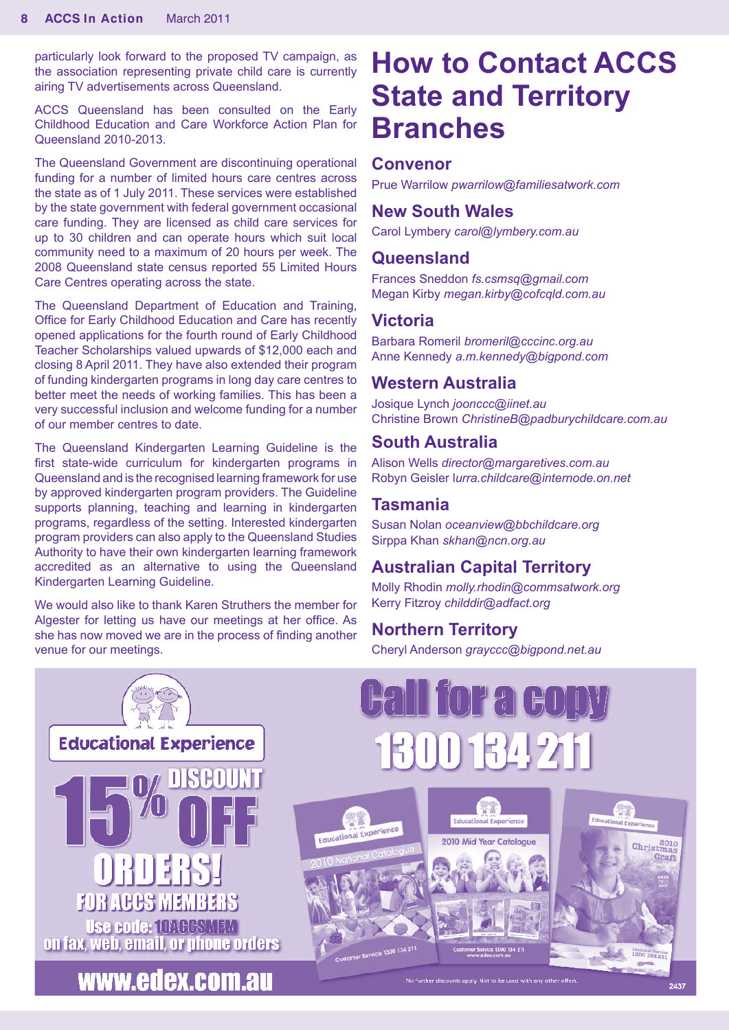particularly look forward to the proposed TV campaign, as the association representing private child care is currently airing TV advertisements across Queensland.

ACCS Queensland has been consulted on the Early Childhood Education and Care Workforce Action Plan for Queensland 2010-2013.

The Queensland Government are discontinuing operational funding for a number of limited hours care centres across the state as of 1 July 2011. These services were established by the state government with federal government occasional care funding. They are licensed as child care services for up to 30 children and can operate hours which suit local community need to a maximum of 20 hours per week. The 2008 Queensland state census reported 55 Limited Hours Care Centres operating across the state.

The Queensland Department of Education and Training, Office for Early Childhood Education and Care has recently opened applications for the fourth round of Early Childhood Teacher Scholarships valued upwards of $12,000 each and closing 8 April 2011. They have also extended their program of funding kindergarten programs in long day care centres to better meet the needs of working families. This has been a very successful inclusion and welcome funding for a number of our member centres to date.

The Queensland Kindergarten Learning Guideline is the first state-wide curriculum for kindergarten programs in Queensland and is the recognised learning framework for use by approved kindergarten program providers. The Guideline supports planning, teaching and learning in kindergarten programs, regardless of the setting. Interested kindergarten program providers can also apply to the Queensland Studies Authority to have their own kindergarten learning framework accredited as an alternative to using the Queensland Kindergarten Learning Guideline.

We would also like to thank Karen Struthers the member for Algester for letting us have our meetings at her office. As she has now moved we are in the process of finding another venue for our meetings.

# How to Contact ACCS State and Territory Branches

## Convenor

Prue Warrilow *pwarrilow@familiesatwork.com*

## New South Wales

Carol Lymbery *carol@lymbery.com.au*

## Queensland

Frances Sneddon *fs.csmsq@gmail.com*
Megan Kirby *megan.kirby@cofcqld.com.au*

## Victoria

Barbara Romeril *bromeril@cccinc.org.au*
Anne Kennedy *a.m.kennedy@bigpond.com*

## Western Australia

Josique Lynch *joonccc@iinet.au*
Christine Brown *ChristineB@padburychildcare.com.au*

## South Australia

Alison Wells *director@margaretives.com.au*
Robyn Geisler *lurra.childcare@internode.on.net*

## Tasmania

Susan Nolan *oceanview@bbchildcare.org*
Sirppa Khan *skhan@ncn.org.au*

## Australian Capital Territory

Molly Rhodin *molly.rhodin@commsatwork.org*
Kerry Fitzroy *childdir@adfact.org*

## Northern Territory

Cheryl Anderson *grayccc@bigpond.net.au*

Educational Experience

15% DISCOUNT OFF ORDERS!

FOR ACCS MEMBERS

Use code: 10ACCSMEM on fax, web, email, or phone orders

www.edex.com.au

Call for a copy 1300 134 211

Educational Experience 2010 National Catalogue

Educational Experience 2010 Mid Year Catalogue

Educational Experience 2010 Christmas Craft Catalogue

No further discounts apply. Not to be used with any other offers.

2437